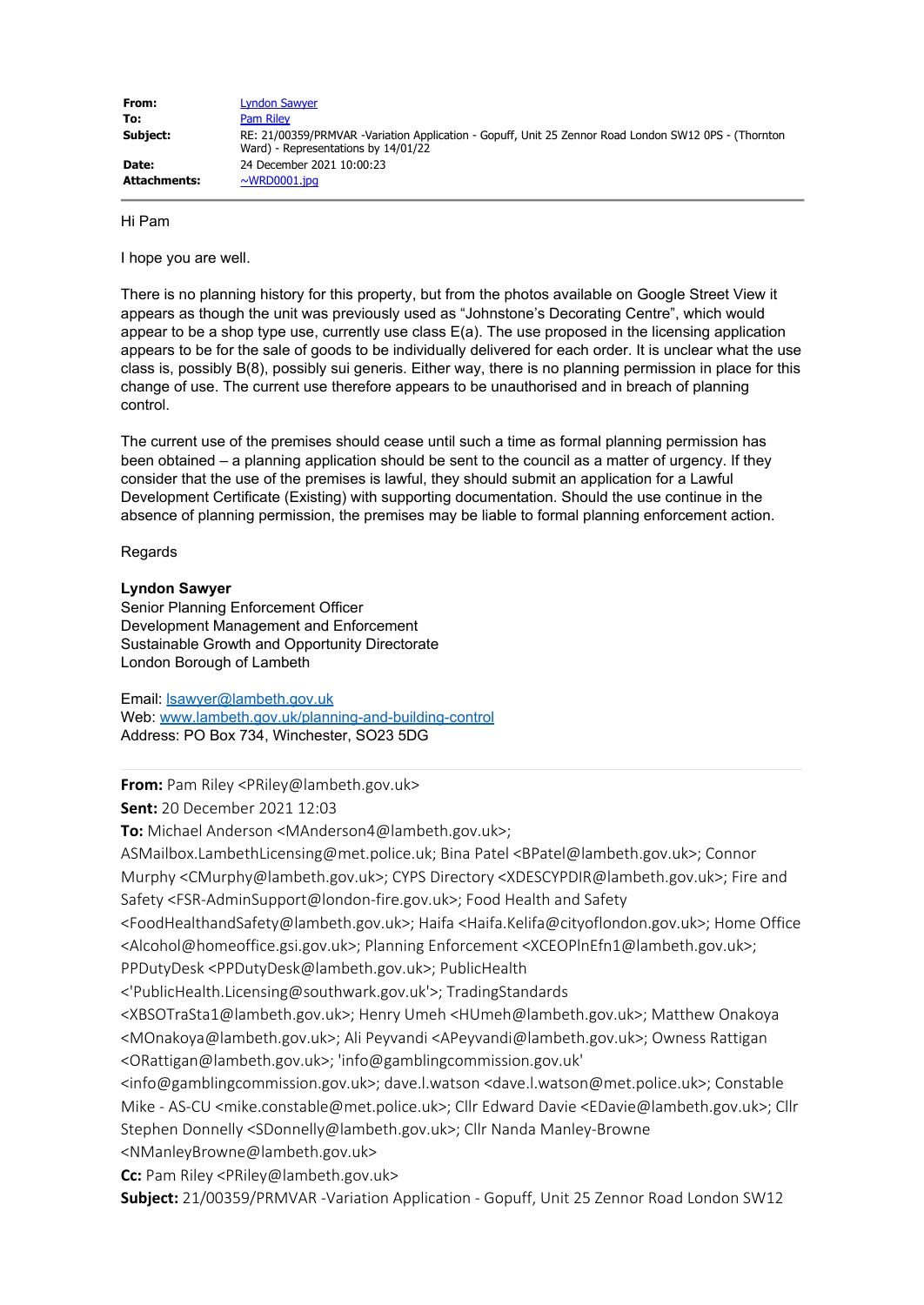**From:** Lyndon Sawyer
**To:** Pam Riley
**Subject:** RE: 21/00359/PRMVAR -Variation Application - Gopuff, Unit 25 Zennor Road London SW12 0PS - (Thornton Ward) - Representations by 14/01/22
**Date:** 24 December 2021 10:00:23
**Attachments:** ~WRD0001.jpg

Hi Pam

I hope you are well.

There is no planning history for this property, but from the photos available on Google Street View it appears as though the unit was previously used as "Johnstone's Decorating Centre", which would appear to be a shop type use, currently use class E(a). The use proposed in the licensing application appears to be for the sale of goods to be individually delivered for each order. It is unclear what the use class is, possibly B(8), possibly sui generis. Either way, there is no planning permission in place for this change of use. The current use therefore appears to be unauthorised and in breach of planning control.

The current use of the premises should cease until such a time as formal planning permission has been obtained – a planning application should be sent to the council as a matter of urgency. If they consider that the use of the premises is lawful, they should submit an application for a Lawful Development Certificate (Existing) with supporting documentation. Should the use continue in the absence of planning permission, the premises may be liable to formal planning enforcement action.

Regards

**Lyndon Sawyer**
Senior Planning Enforcement Officer
Development Management and Enforcement
Sustainable Growth and Opportunity Directorate
London Borough of Lambeth

Email: lsawyer@lambeth.gov.uk
Web: www.lambeth.gov.uk/planning-and-building-control
Address: PO Box 734, Winchester, SO23 5DG

---

**From:** Pam Riley <PRiley@lambeth.gov.uk>
**Sent:** 20 December 2021 12:03
**To:** Michael Anderson <MAnderson4@lambeth.gov.uk>; ASMailbox.LambethLicensing@met.police.uk; Bina Patel <BPatel@lambeth.gov.uk>; Connor Murphy <CMurphy@lambeth.gov.uk>; CYPS Directory <XDESCYPDIR@lambeth.gov.uk>; Fire and Safety <FSR-AdminSupport@london-fire.gov.uk>; Food Health and Safety <FoodHealthandSafety@lambeth.gov.uk>; Haifa <Haifa.Kelifa@cityoflondon.gov.uk>; Home Office <Alcohol@homeoffice.gsi.gov.uk>; Planning Enforcement <XCEOPlnEfn1@lambeth.gov.uk>; PPDutyDesk <PPDutyDesk@lambeth.gov.uk>; PublicHealth <'PublicHealth.Licensing@southwark.gov.uk'>; TradingStandards <XBSOTraSta1@lambeth.gov.uk>; Henry Umeh <HUmeh@lambeth.gov.uk>; Matthew Onakoya <MOnakoya@lambeth.gov.uk>; Ali Peyvandi <APeyvandi@lambeth.gov.uk>; Owness Rattigan <ORattigan@lambeth.gov.uk>; 'info@gamblingcommission.gov.uk' <info@gamblingcommission.gov.uk>; dave.l.watson <dave.l.watson@met.police.uk>; Constable Mike - AS-CU <mike.constable@met.police.uk>; Cllr Edward Davie <EDavie@lambeth.gov.uk>; Cllr Stephen Donnelly <SDonnelly@lambeth.gov.uk>; Cllr Nanda Manley-Browne <NManleyBrowne@lambeth.gov.uk>
**Cc:** Pam Riley <PRiley@lambeth.gov.uk>
**Subject:** 21/00359/PRMVAR -Variation Application - Gopuff, Unit 25 Zennor Road London SW12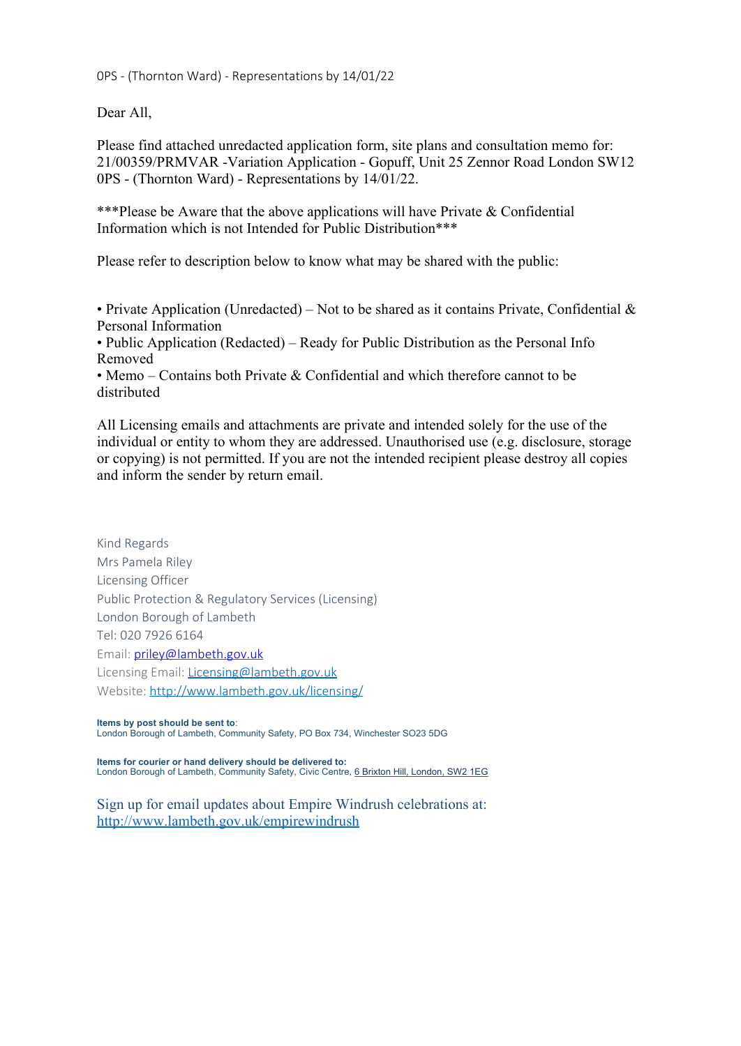0PS - (Thornton Ward) - Representations by 14/01/22

Dear All,

Please find attached unredacted application form, site plans and consultation memo for: 21/00359/PRMVAR -Variation Application - Gopuff, Unit 25 Zennor Road London SW12 0PS - (Thornton Ward) - Representations by 14/01/22.

***Please be Aware that the above applications will have Private & Confidential Information which is not Intended for Public Distribution***

Please refer to description below to know what may be shared with the public:

- Private Application (Unredacted) – Not to be shared as it contains Private, Confidential & Personal Information
- Public Application (Redacted) – Ready for Public Distribution as the Personal Info Removed
- Memo – Contains both Private & Confidential and which therefore cannot to be distributed

All Licensing emails and attachments are private and intended solely for the use of the individual or entity to whom they are addressed. Unauthorised use (e.g. disclosure, storage or copying) is not permitted. If you are not the intended recipient please destroy all copies and inform the sender by return email.

Kind Regards
Mrs Pamela Riley
Licensing Officer
Public Protection & Regulatory Services (Licensing)
London Borough of Lambeth
Tel: 020 7926 6164
Email: priley@lambeth.gov.uk
Licensing Email: Licensing@lambeth.gov.uk
Website: http://www.lambeth.gov.uk/licensing/

**Items by post should be sent to**:
London Borough of Lambeth, Community Safety, PO Box 734, Winchester SO23 5DG

**Items for courier or hand delivery should be delivered to:**
London Borough of Lambeth, Community Safety, Civic Centre, 6 Brixton Hill, London, SW2 1EG

Sign up for email updates about Empire Windrush celebrations at:
http://www.lambeth.gov.uk/empirewindrush